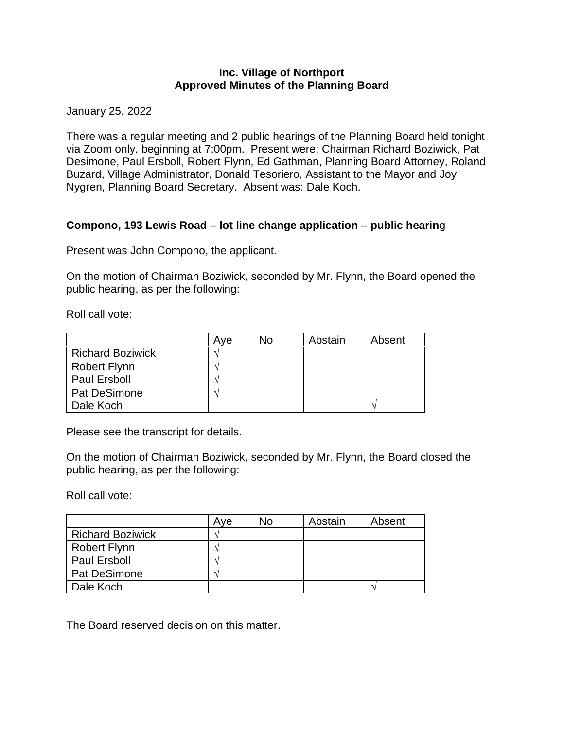**Inc. Village of Northport**
**Approved Minutes of the Planning Board**

January 25, 2022

There was a regular meeting and 2 public hearings of the Planning Board held tonight via Zoom only, beginning at 7:00pm. Present were: Chairman Richard Boziwick, Pat Desimone, Paul Ersboll, Robert Flynn, Ed Gathman, Planning Board Attorney, Roland Buzard, Village Administrator, Donald Tesoriero, Assistant to the Mayor and Joy Nygren, Planning Board Secretary. Absent was: Dale Koch.

**Compono, 193 Lewis Road – lot line change application – public hearin**g

Present was John Compono, the applicant.

On the motion of Chairman Boziwick, seconded by Mr. Flynn, the Board opened the public hearing, as per the following:

Roll call vote:

| | Aye | No | Abstain | Absent |
|---|---|---|---|---|
| Richard Boziwick | √ | | | |
| Robert Flynn | √ | | | |
| Paul Ersboll | √ | | | |
| Pat DeSimone | √ | | | |
| Dale Koch | | | | √ |

Please see the transcript for details.

On the motion of Chairman Boziwick, seconded by Mr. Flynn, the Board closed the public hearing, as per the following:

Roll call vote:

| | Aye | No | Abstain | Absent |
|---|---|---|---|---|
| Richard Boziwick | √ | | | |
| Robert Flynn | √ | | | |
| Paul Ersboll | √ | | | |
| Pat DeSimone | √ | | | |
| Dale Koch | | | | √ |

The Board reserved decision on this matter.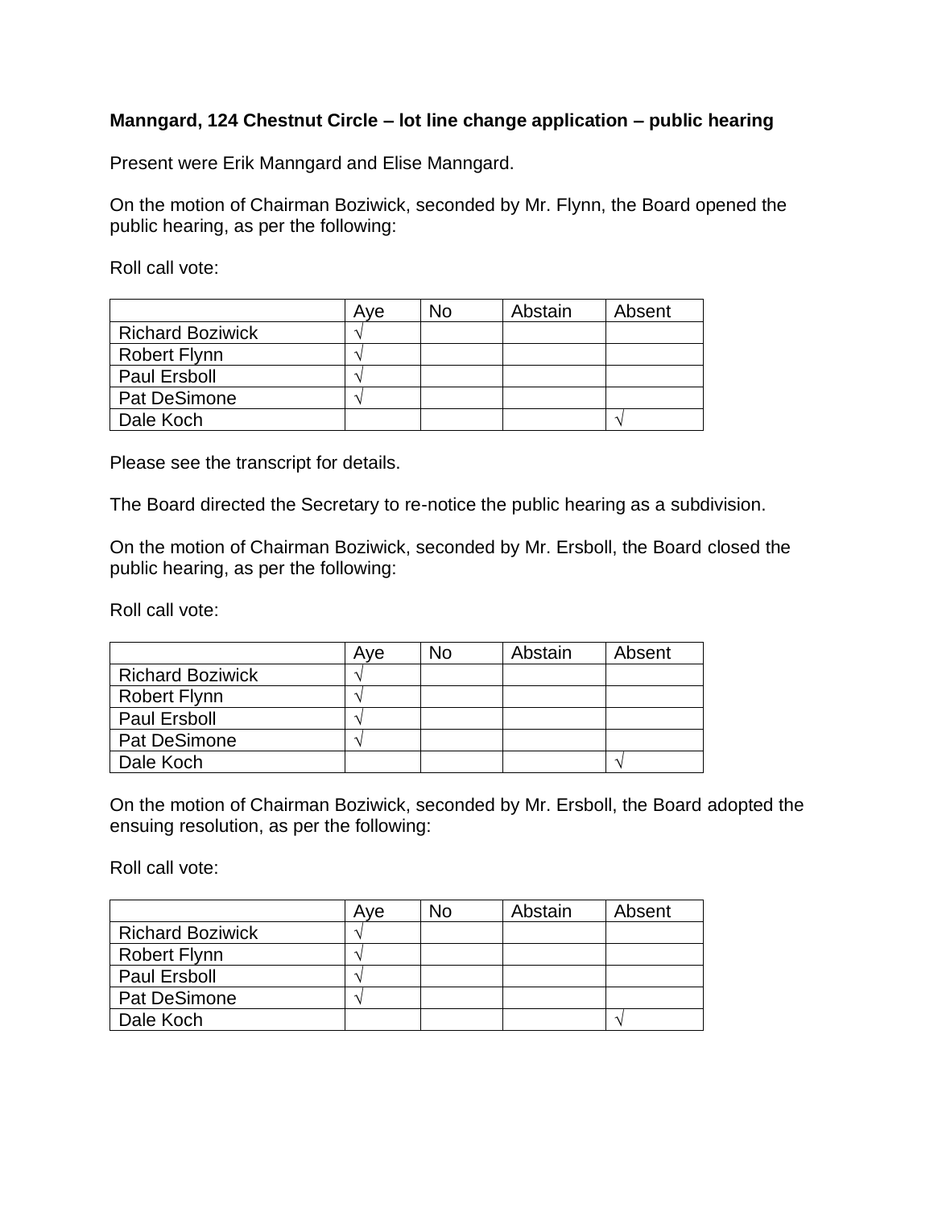**Manngard, 124 Chestnut Circle – lot line change application – public hearing**

Present were Erik Manngard and Elise Manngard.

On the motion of Chairman Boziwick, seconded by Mr. Flynn, the Board opened the public hearing, as per the following:

Roll call vote:

| | Aye | No | Abstain | Absent |
|---|---|---|---|---|
| Richard Boziwick | √ | | | |
| Robert Flynn | √ | | | |
| Paul Ersboll | √ | | | |
| Pat DeSimone | √ | | | |
| Dale Koch | | | | √ |

Please see the transcript for details.

The Board directed the Secretary to re-notice the public hearing as a subdivision.

On the motion of Chairman Boziwick, seconded by Mr. Ersboll, the Board closed the public hearing, as per the following:

Roll call vote:

| | Aye | No | Abstain | Absent |
|---|---|---|---|---|
| Richard Boziwick | √ | | | |
| Robert Flynn | √ | | | |
| Paul Ersboll | √ | | | |
| Pat DeSimone | √ | | | |
| Dale Koch | | | | √ |

On the motion of Chairman Boziwick, seconded by Mr. Ersboll, the Board adopted the ensuing resolution, as per the following:

Roll call vote:

| | Aye | No | Abstain | Absent |
|---|---|---|---|---|
| Richard Boziwick | √ | | | |
| Robert Flynn | √ | | | |
| Paul Ersboll | √ | | | |
| Pat DeSimone | √ | | | |
| Dale Koch | | | | √ |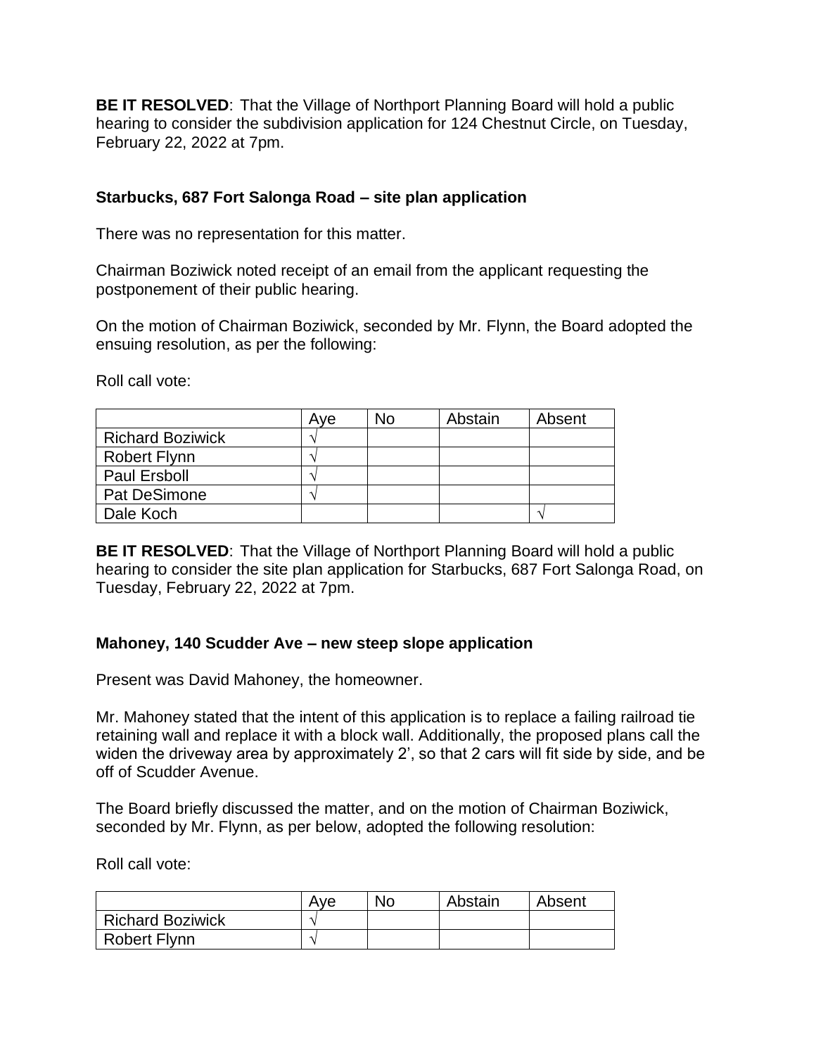**BE IT RESOLVED**: That the Village of Northport Planning Board will hold a public hearing to consider the subdivision application for 124 Chestnut Circle, on Tuesday, February 22, 2022 at 7pm.

**Starbucks, 687 Fort Salonga Road – site plan application**

There was no representation for this matter.

Chairman Boziwick noted receipt of an email from the applicant requesting the postponement of their public hearing.

On the motion of Chairman Boziwick, seconded by Mr. Flynn, the Board adopted the ensuing resolution, as per the following:

Roll call vote:

| | Aye | No | Abstain | Absent |
|---|---|---|---|---|
| Richard Boziwick | √ | | | |
| Robert Flynn | √ | | | |
| Paul Ersboll | √ | | | |
| Pat DeSimone | √ | | | |
| Dale Koch | | | | √ |

**BE IT RESOLVED**: That the Village of Northport Planning Board will hold a public hearing to consider the site plan application for Starbucks, 687 Fort Salonga Road, on Tuesday, February 22, 2022 at 7pm.

**Mahoney, 140 Scudder Ave – new steep slope application**

Present was David Mahoney, the homeowner.

Mr. Mahoney stated that the intent of this application is to replace a failing railroad tie retaining wall and replace it with a block wall. Additionally, the proposed plans call the widen the driveway area by approximately 2', so that 2 cars will fit side by side, and be off of Scudder Avenue.

The Board briefly discussed the matter, and on the motion of Chairman Boziwick, seconded by Mr. Flynn, as per below, adopted the following resolution:

Roll call vote:

| | Aye | No | Abstain | Absent |
|---|---|---|---|---|
| Richard Boziwick | √ | | | |
| Robert Flynn | √ | | | |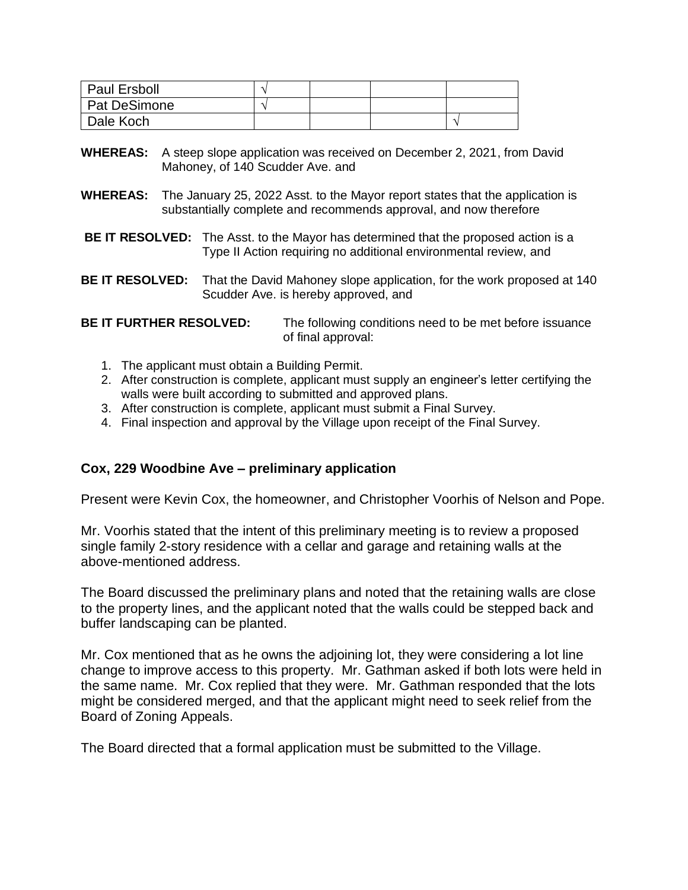| | | | | |
|---|---|---|---|---|
| Paul Ersboll | √ | | | |
| Pat DeSimone | √ | | | |
| Dale Koch | | | | √ |

**WHEREAS:** A steep slope application was received on December 2, 2021, from David Mahoney, of 140 Scudder Ave. and

**WHEREAS:** The January 25, 2022 Asst. to the Mayor report states that the application is substantially complete and recommends approval, and now therefore

**BE IT RESOLVED:** The Asst. to the Mayor has determined that the proposed action is a Type II Action requiring no additional environmental review, and

**BE IT RESOLVED:** That the David Mahoney slope application, for the work proposed at 140 Scudder Ave. is hereby approved, and

**BE IT FURTHER RESOLVED:** The following conditions need to be met before issuance of final approval:

1. The applicant must obtain a Building Permit.
2. After construction is complete, applicant must supply an engineer's letter certifying the walls were built according to submitted and approved plans.
3. After construction is complete, applicant must submit a Final Survey.
4. Final inspection and approval by the Village upon receipt of the Final Survey.

**Cox, 229 Woodbine Ave – preliminary application**

Present were Kevin Cox, the homeowner, and Christopher Voorhis of Nelson and Pope.

Mr. Voorhis stated that the intent of this preliminary meeting is to review a proposed single family 2-story residence with a cellar and garage and retaining walls at the above-mentioned address.

The Board discussed the preliminary plans and noted that the retaining walls are close to the property lines, and the applicant noted that the walls could be stepped back and buffer landscaping can be planted.

Mr. Cox mentioned that as he owns the adjoining lot, they were considering a lot line change to improve access to this property. Mr. Gathman asked if both lots were held in the same name. Mr. Cox replied that they were. Mr. Gathman responded that the lots might be considered merged, and that the applicant might need to seek relief from the Board of Zoning Appeals.

The Board directed that a formal application must be submitted to the Village.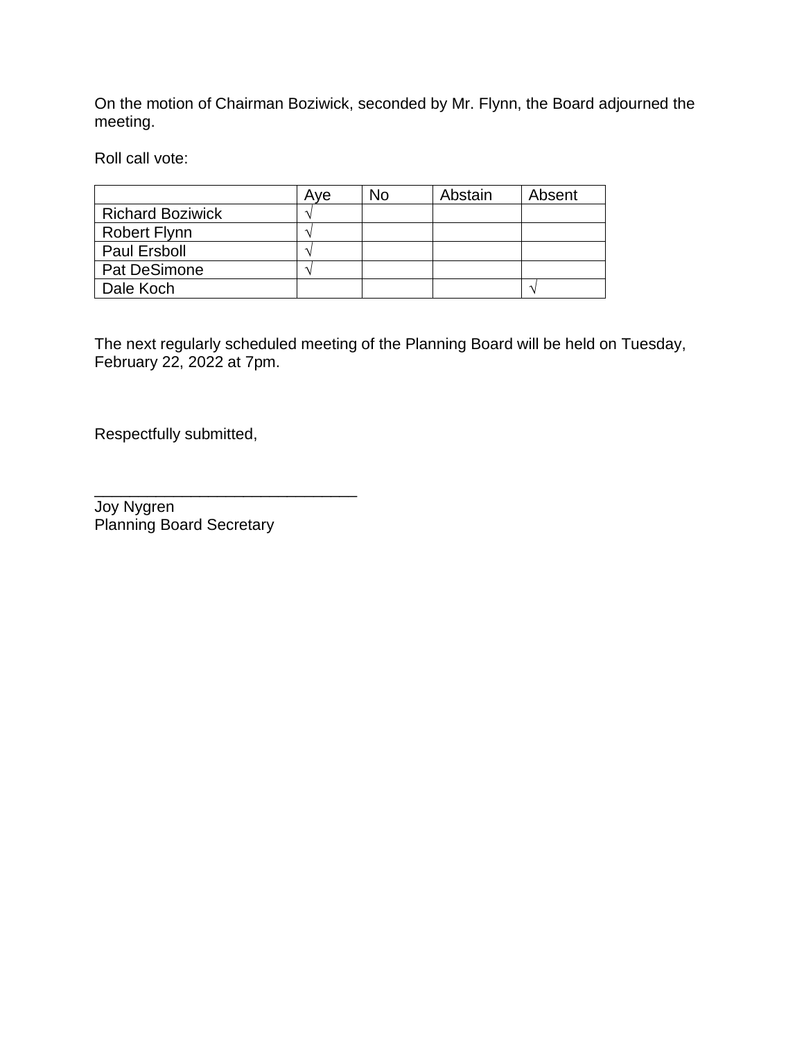On the motion of Chairman Boziwick, seconded by Mr. Flynn, the Board adjourned the meeting.

Roll call vote:

| | Aye | No | Abstain | Absent |
|---|---|---|---|---|
| Richard Boziwick | √ | | | |
| Robert Flynn | √ | | | |
| Paul Ersboll | √ | | | |
| Pat DeSimone | √ | | | |
| Dale Koch | | | | √ |

The next regularly scheduled meeting of the Planning Board will be held on Tuesday, February 22, 2022 at 7pm.

Respectfully submitted,

______________________________
Joy Nygren
Planning Board Secretary